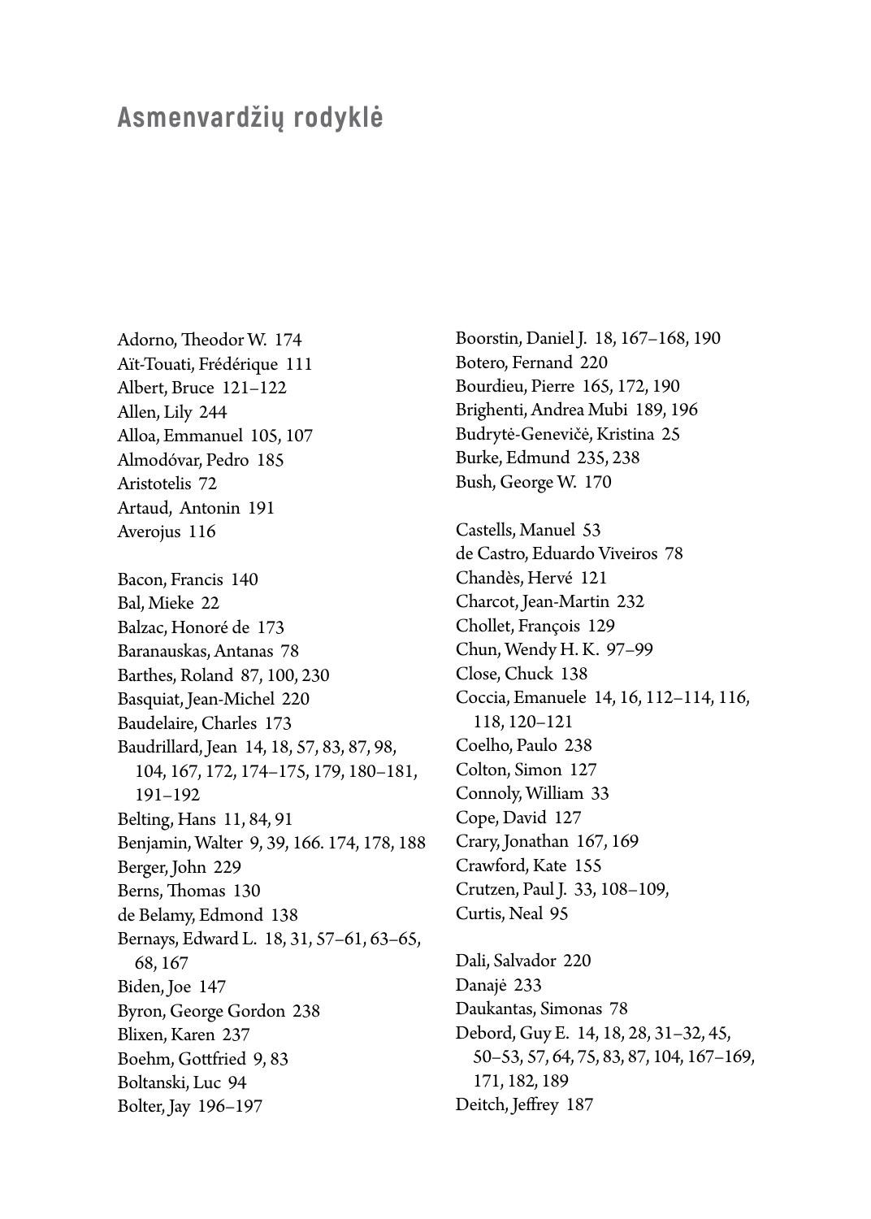# Asmenvardžių rodyklė

Adorno, Theodor W. 174
Aït-Touati, Frédérique 111
Albert, Bruce 121–122
Allen, Lily 244
Alloa, Emmanuel 105, 107
Almodóvar, Pedro 185
Aristotelis 72
Artaud, Antonin 191
Averojus 116

Bacon, Francis 140
Bal, Mieke 22
Balzac, Honoré de 173
Baranauskas, Antanas 78
Barthes, Roland 87, 100, 230
Basquiat, Jean-Michel 220
Baudelaire, Charles 173
Baudrillard, Jean 14, 18, 57, 83, 87, 98, 104, 167, 172, 174–175, 179, 180–181, 191–192
Belting, Hans 11, 84, 91
Benjamin, Walter 9, 39, 166. 174, 178, 188
Berger, John 229
Berns, Thomas 130
de Belamy, Edmond 138
Bernays, Edward L. 18, 31, 57–61, 63–65, 68, 167
Biden, Joe 147
Byron, George Gordon 238
Blixen, Karen 237
Boehm, Gottfried 9, 83
Boltanski, Luc 94
Bolter, Jay 196–197

Boorstin, Daniel J. 18, 167–168, 190
Botero, Fernand 220
Bourdieu, Pierre 165, 172, 190
Brighenti, Andrea Mubi 189, 196
Budrytė-Genevičė, Kristina 25
Burke, Edmund 235, 238
Bush, George W. 170

Castells, Manuel 53
de Castro, Eduardo Viveiros 78
Chandès, Hervé 121
Charcot, Jean-Martin 232
Chollet, François 129
Chun, Wendy H. K. 97–99
Close, Chuck 138
Coccia, Emanuele 14, 16, 112–114, 116, 118, 120–121
Coelho, Paulo 238
Colton, Simon 127
Connoly, William 33
Cope, David 127
Crary, Jonathan 167, 169
Crawford, Kate 155
Crutzen, Paul J. 33, 108–109,
Curtis, Neal 95

Dali, Salvador 220
Danajė 233
Daukantas, Simonas 78
Debord, Guy E. 14, 18, 28, 31–32, 45, 50–53, 57, 64, 75, 83, 87, 104, 167–169, 171, 182, 189
Deitch, Jeffrey 187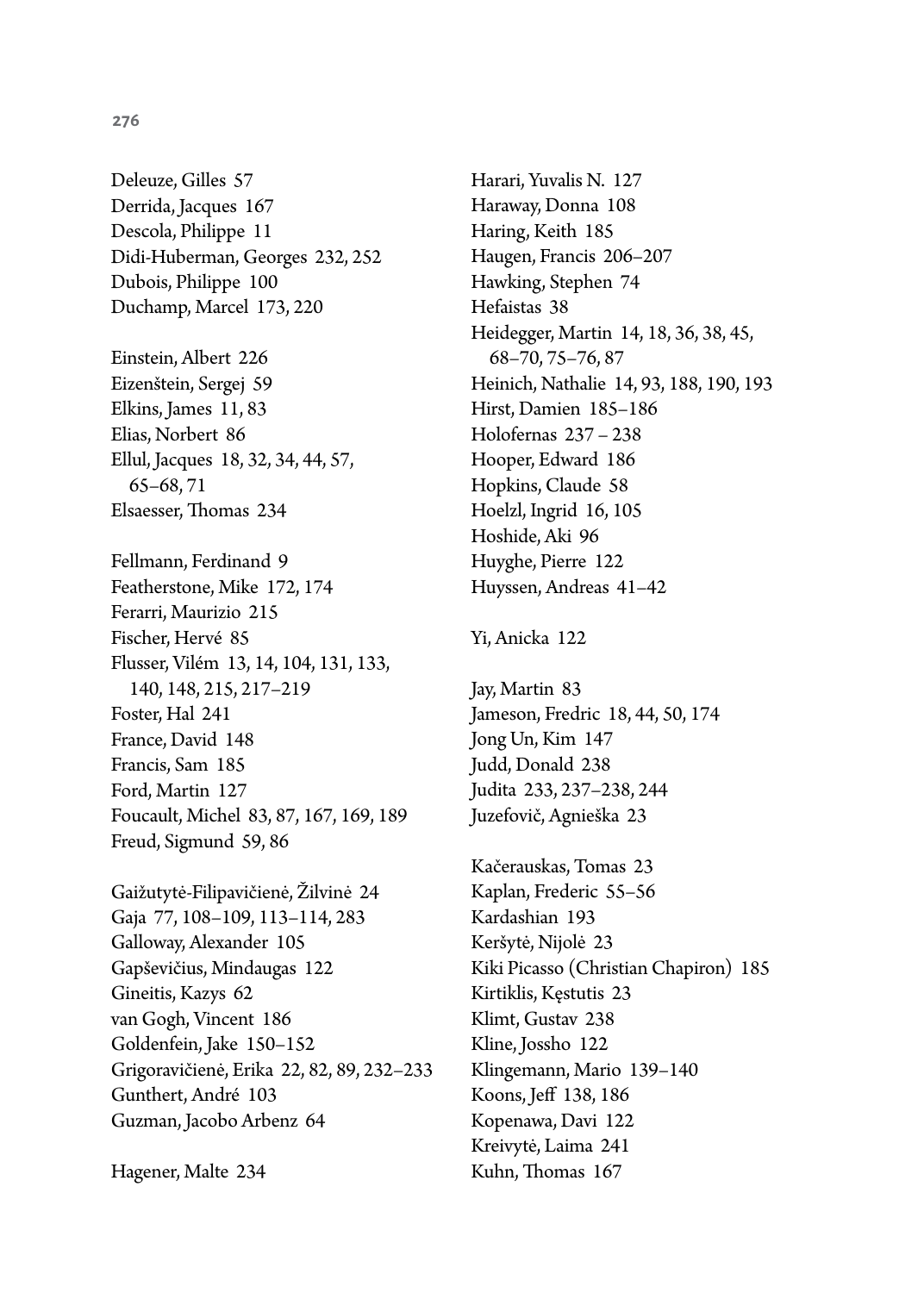Deleuze, Gilles 57
Derrida, Jacques 167
Descola, Philippe 11
Didi-Huberman, Georges 232, 252
Dubois, Philippe 100
Duchamp, Marcel 173, 220

Einstein, Albert 226
Eizenštein, Sergej 59
Elkins, James 11, 83
Elias, Norbert 86
Ellul, Jacques 18, 32, 34, 44, 57, 65–68, 71
Elsaesser, Thomas 234

Fellmann, Ferdinand 9
Featherstone, Mike 172, 174
Ferarri, Maurizio 215
Fischer, Hervé 85
Flusser, Vilém 13, 14, 104, 131, 133, 140, 148, 215, 217–219
Foster, Hal 241
France, David 148
Francis, Sam 185
Ford, Martin 127
Foucault, Michel 83, 87, 167, 169, 189
Freud, Sigmund 59, 86

Gaižutytė-Filipavičienė, Žilvinė 24
Gaja 77, 108–109, 113–114, 283
Galloway, Alexander 105
Gapševičius, Mindaugas 122
Gineitis, Kazys 62
van Gogh, Vincent 186
Goldenfein, Jake 150–152
Grigoravičienė, Erika 22, 82, 89, 232–233
Gunthert, André 103
Guzman, Jacobo Arbenz 64

Hagener, Malte 234
Harari, Yuvalis N. 127
Haraway, Donna 108
Haring, Keith 185
Haugen, Francis 206–207
Hawking, Stephen 74
Hefaistas 38
Heidegger, Martin 14, 18, 36, 38, 45, 68–70, 75–76, 87
Heinich, Nathalie 14, 93, 188, 190, 193
Hirst, Damien 185–186
Holofernas 237 – 238
Hooper, Edward 186
Hopkins, Claude 58
Hoelzl, Ingrid 16, 105
Hoshide, Aki 96
Huyghe, Pierre 122
Huyssen, Andreas 41–42

Yi, Anicka 122

Jay, Martin 83
Jameson, Fredric 18, 44, 50, 174
Jong Un, Kim 147
Judd, Donald 238
Judita 233, 237–238, 244
Juzefovič, Agnieška 23

Kačerauskas, Tomas 23
Kaplan, Frederic 55–56
Kardashian 193
Keršytė, Nijolė 23
Kiki Picasso (Christian Chapiron) 185
Kirtiklis, Kęstutis 23
Klimt, Gustav 238
Kline, Jossho 122
Klingemann, Mario 139–140
Koons, Jeff 138, 186
Kopenawa, Davi 122
Kreivytė, Laima 241
Kuhn, Thomas 167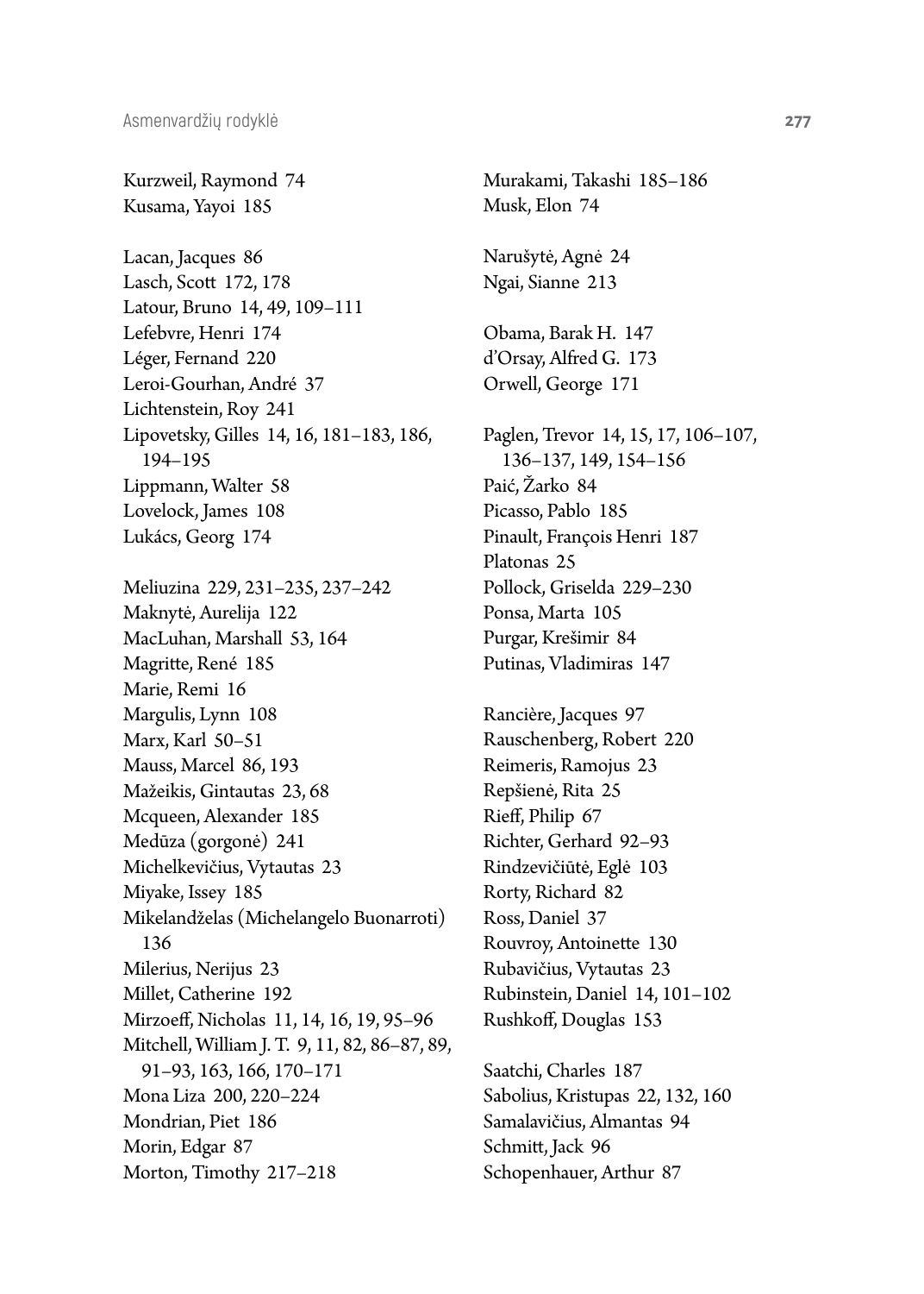Kurzweil, Raymond 74
Kusama, Yayoi 185

Lacan, Jacques 86
Lasch, Scott 172, 178
Latour, Bruno 14, 49, 109–111
Lefebvre, Henri 174
Léger, Fernand 220
Leroi-Gourhan, André 37
Lichtenstein, Roy 241
Lipovetsky, Gilles 14, 16, 181–183, 186, 194–195
Lippmann, Walter 58
Lovelock, James 108
Lukács, Georg 174

Meliuzina 229, 231–235, 237–242
Maknytė, Aurelija 122
MacLuhan, Marshall 53, 164
Magritte, René 185
Marie, Remi 16
Margulis, Lynn 108
Marx, Karl 50–51
Mauss, Marcel 86, 193
Mažeikis, Gintautas 23, 68
Mcqueen, Alexander 185
Medūza (gorgonė) 241
Michelkevičius, Vytautas 23
Miyake, Issey 185
Mikelandželas (Michelangelo Buonarroti) 136
Milerius, Nerijus 23
Millet, Catherine 192
Mirzoeff, Nicholas 11, 14, 16, 19, 95–96
Mitchell, William J. T. 9, 11, 82, 86–87, 89, 91–93, 163, 166, 170–171
Mona Liza 200, 220–224
Mondrian, Piet 186
Morin, Edgar 87
Morton, Timothy 217–218

Murakami, Takashi 185–186
Musk, Elon 74

Narušytė, Agnė 24
Ngai, Sianne 213

Obama, Barak H. 147
d'Orsay, Alfred G. 173
Orwell, George 171

Paglen, Trevor 14, 15, 17, 106–107, 136–137, 149, 154–156
Paić, Žarko 84
Picasso, Pablo 185
Pinault, François Henri 187
Platonas 25
Pollock, Griselda 229–230
Ponsa, Marta 105
Purgar, Krešimir 84
Putinas, Vladimiras 147

Rancière, Jacques 97
Rauschenberg, Robert 220
Reimeris, Ramojus 23
Repšienė, Rita 25
Rieff, Philip 67
Richter, Gerhard 92–93
Rindzevičiūtė, Eglė 103
Rorty, Richard 82
Ross, Daniel 37
Rouvroy, Antoinette 130
Rubavičius, Vytautas 23
Rubinstein, Daniel 14, 101–102
Rushkoff, Douglas 153

Saatchi, Charles 187
Sabolius, Kristupas 22, 132, 160
Samalavičius, Almantas 94
Schmitt, Jack 96
Schopenhauer, Arthur 87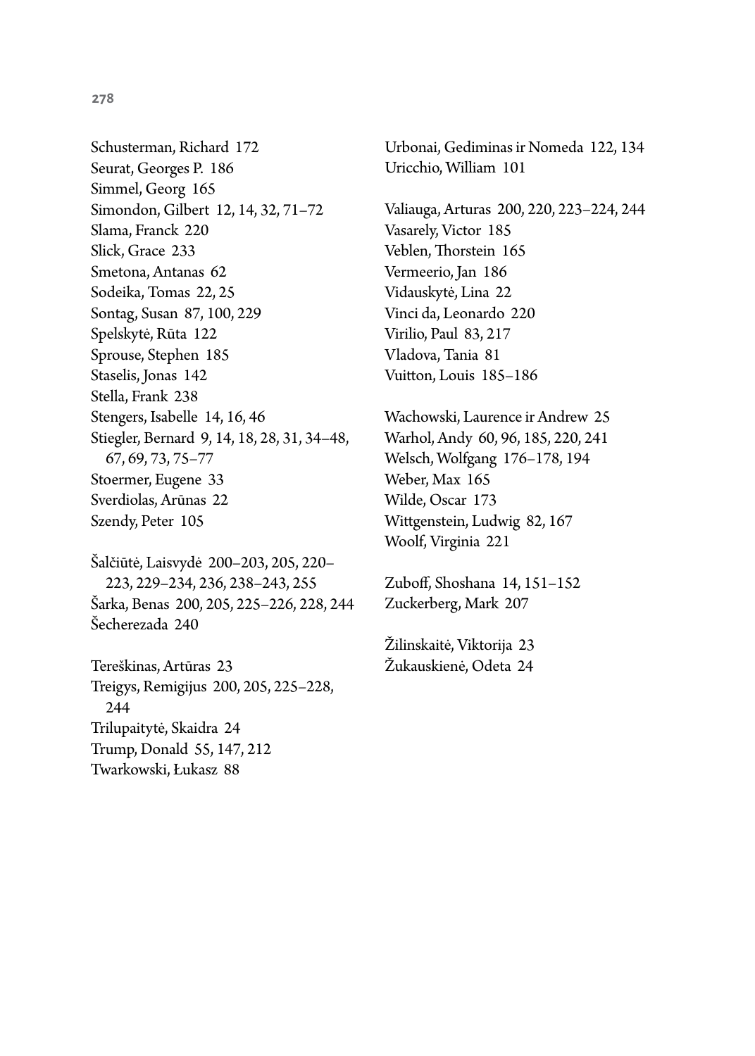Schusterman, Richard 172
Seurat, Georges P. 186
Simmel, Georg 165
Simondon, Gilbert 12, 14, 32, 71–72
Slama, Franck 220
Slick, Grace 233
Smetona, Antanas 62
Sodeika, Tomas 22, 25
Sontag, Susan 87, 100, 229
Spelskytė, Rūta 122
Sprouse, Stephen 185
Staselis, Jonas 142
Stella, Frank 238
Stengers, Isabelle 14, 16, 46
Stiegler, Bernard 9, 14, 18, 28, 31, 34–48, 67, 69, 73, 75–77
Stoermer, Eugene 33
Sverdiolas, Arūnas 22
Szendy, Peter 105

Šalčiūtė, Laisvydė 200–203, 205, 220–223, 229–234, 236, 238–243, 255
Šarka, Benas 200, 205, 225–226, 228, 244
Šecherezada 240

Tereškinas, Artūras 23
Treigys, Remigijus 200, 205, 225–228, 244
Trilupaitytė, Skaidra 24
Trump, Donald 55, 147, 212
Twarkowski, Łukasz 88

Urbonai, Gediminas ir Nomeda 122, 134
Uricchio, William 101

Valiauga, Arturas 200, 220, 223–224, 244
Vasarely, Victor 185
Veblen, Thorstein 165
Vermeerio, Jan 186
Vidauskytė, Lina 22
Vinci da, Leonardo 220
Virilio, Paul 83, 217
Vladova, Tania 81
Vuitton, Louis 185–186

Wachowski, Laurence ir Andrew 25
Warhol, Andy 60, 96, 185, 220, 241
Welsch, Wolfgang 176–178, 194
Weber, Max 165
Wilde, Oscar 173
Wittgenstein, Ludwig 82, 167
Woolf, Virginia 221

Zuboff, Shoshana 14, 151–152
Zuckerberg, Mark 207

Žilinskaitė, Viktorija 23
Žukauskienė, Odeta 24